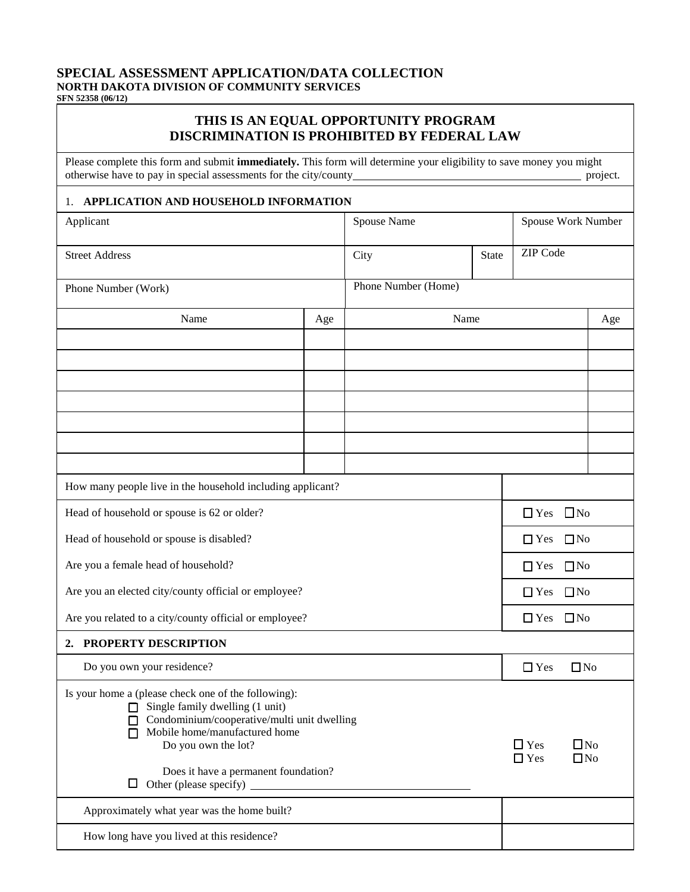# SPECIAL ASSESSMENT APPLICATION/DATA COLLECTION

**NORTH DAKOTA DIVISION OF COMMUNITY SERVICES**

**SFN 52358 (06/12)**

## THIS IS AN EQUAL OPPORTUNITY PROGRAM
## DISCRIMINATION IS PROHIBITED BY FEDERAL LAW

Please complete this form and submit **immediately.** This form will determine your eligibility to save money you might otherwise have to pay in special assessments for the city/county\_\_\_\_\_\_\_\_\_\_\_\_\_\_\_\_\_\_\_\_\_\_\_\_\_\_\_\_\_\_\_\_\_\_\_\_\_\_\_\_ project.

### 1. APPLICATION AND HOUSEHOLD INFORMATION

| Applicant | Spouse Name | | Spouse Work Number |
|---|---|---|---|
| Street Address | City | State | ZIP Code |
| Phone Number (Work) | Phone Number (Home) | | |

| Name | Age | Name | Age |
|---|---|---|---|
| | | | |
| | | | |
| | | | |
| | | | |
| | | | |
| | | | |
| | | | |

| | |
|---|---|
| How many people live in the household including applicant? | |
| Head of household or spouse is 62 or older? | ☐ Yes ☐ No |
| Head of household or spouse is disabled? | ☐ Yes ☐ No |
| Are you a female head of household? | ☐ Yes ☐ No |
| Are you an elected city/county official or employee? | ☐ Yes ☐ No |
| Are you related to a city/county official or employee? | ☐ Yes ☐ No |

### 2. PROPERTY DESCRIPTION

Do you own your residence? ☐ Yes ☐ No

Is your home a (please check one of the following):

- ☐ Single family dwelling (1 unit)
- ☐ Condominium/cooperative/multi unit dwelling
- ☐ Mobile home/manufactured home
  - Do you own the lot? ☐ Yes ☐ No
  - Does it have a permanent foundation? ☐ Yes ☐ No
- ☐ Other (please specify) \_\_\_\_\_\_\_\_\_\_\_\_\_\_\_\_\_\_\_\_\_\_\_\_\_\_\_\_\_\_\_\_\_\_\_\_

| | |
|---|---|
| Approximately what year was the home built? | |
| How long have you lived at this residence? | |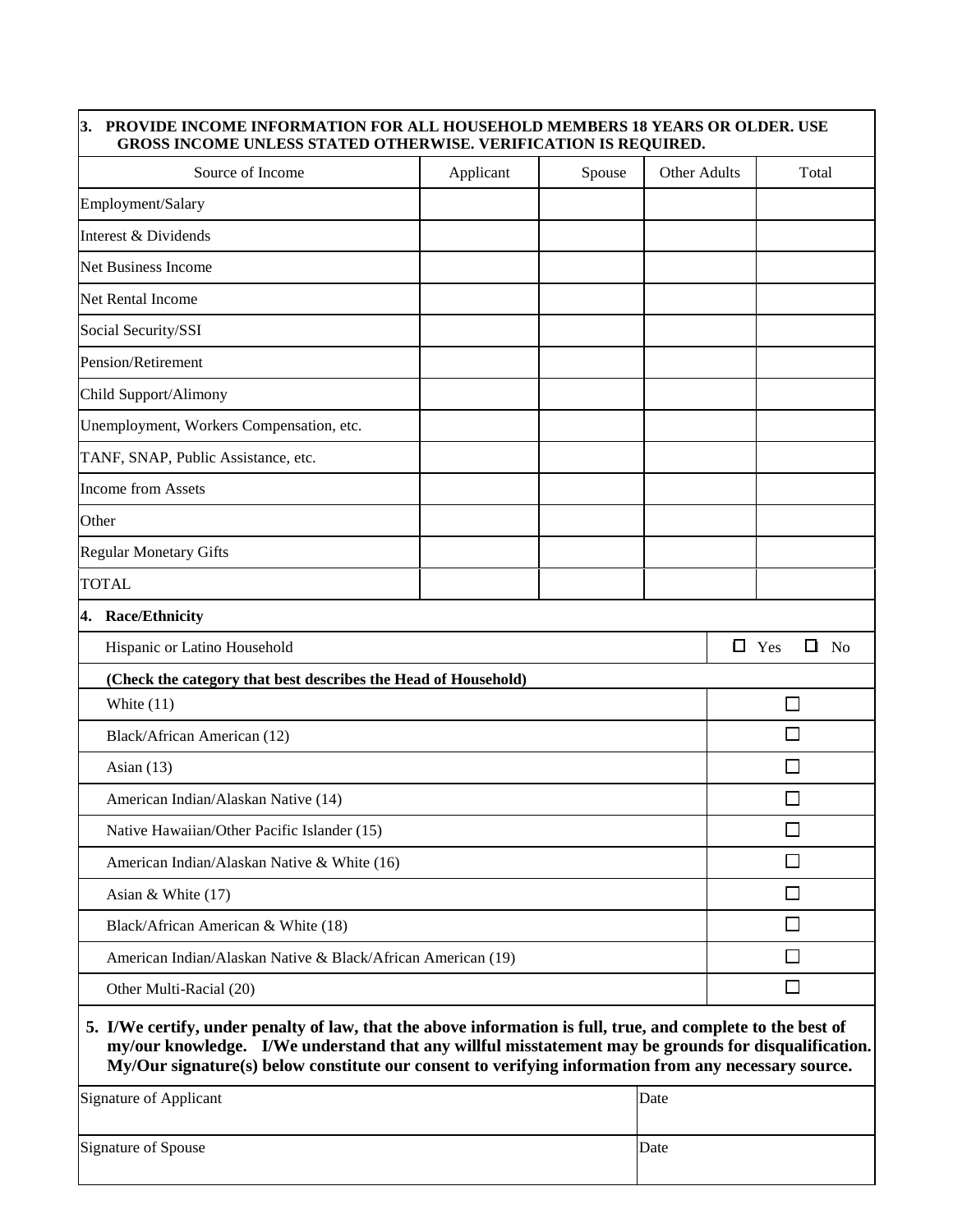**3. PROVIDE INCOME INFORMATION FOR ALL HOUSEHOLD MEMBERS 18 YEARS OR OLDER. USE GROSS INCOME UNLESS STATED OTHERWISE. VERIFICATION IS REQUIRED.**

| Source of Income | Applicant | Spouse | Other Adults | Total |
|---|---|---|---|---|
| Employment/Salary | | | | |
| Interest & Dividends | | | | |
| Net Business Income | | | | |
| Net Rental Income | | | | |
| Social Security/SSI | | | | |
| Pension/Retirement | | | | |
| Child Support/Alimony | | | | |
| Unemployment, Workers Compensation, etc. | | | | |
| TANF, SNAP, Public Assistance, etc. | | | | |
| Income from Assets | | | | |
| Other | | | | |
| Regular Monetary Gifts | | | | |
| TOTAL | | | | |

**4. Race/Ethnicity**

| Hispanic or Latino Household | ☐ Yes ☐ No |
|---|---|
| **(Check the category that best describes the Head of Household)** | |
| White (11) | ☐ |
| Black/African American (12) | ☐ |
| Asian (13) | ☐ |
| American Indian/Alaskan Native (14) | ☐ |
| Native Hawaiian/Other Pacific Islander (15) | ☐ |
| American Indian/Alaskan Native & White (16) | ☐ |
| Asian & White (17) | ☐ |
| Black/African American & White (18) | ☐ |
| American Indian/Alaskan Native & Black/African American (19) | ☐ |
| Other Multi-Racial (20) | ☐ |

**5. I/We certify, under penalty of law, that the above information is full, true, and complete to the best of my/our knowledge. I/We understand that any willful misstatement may be grounds for disqualification. My/Our signature(s) below constitute our consent to verifying information from any necessary source.**

| Signature of Applicant | Date |
|---|---|
| Signature of Spouse | Date |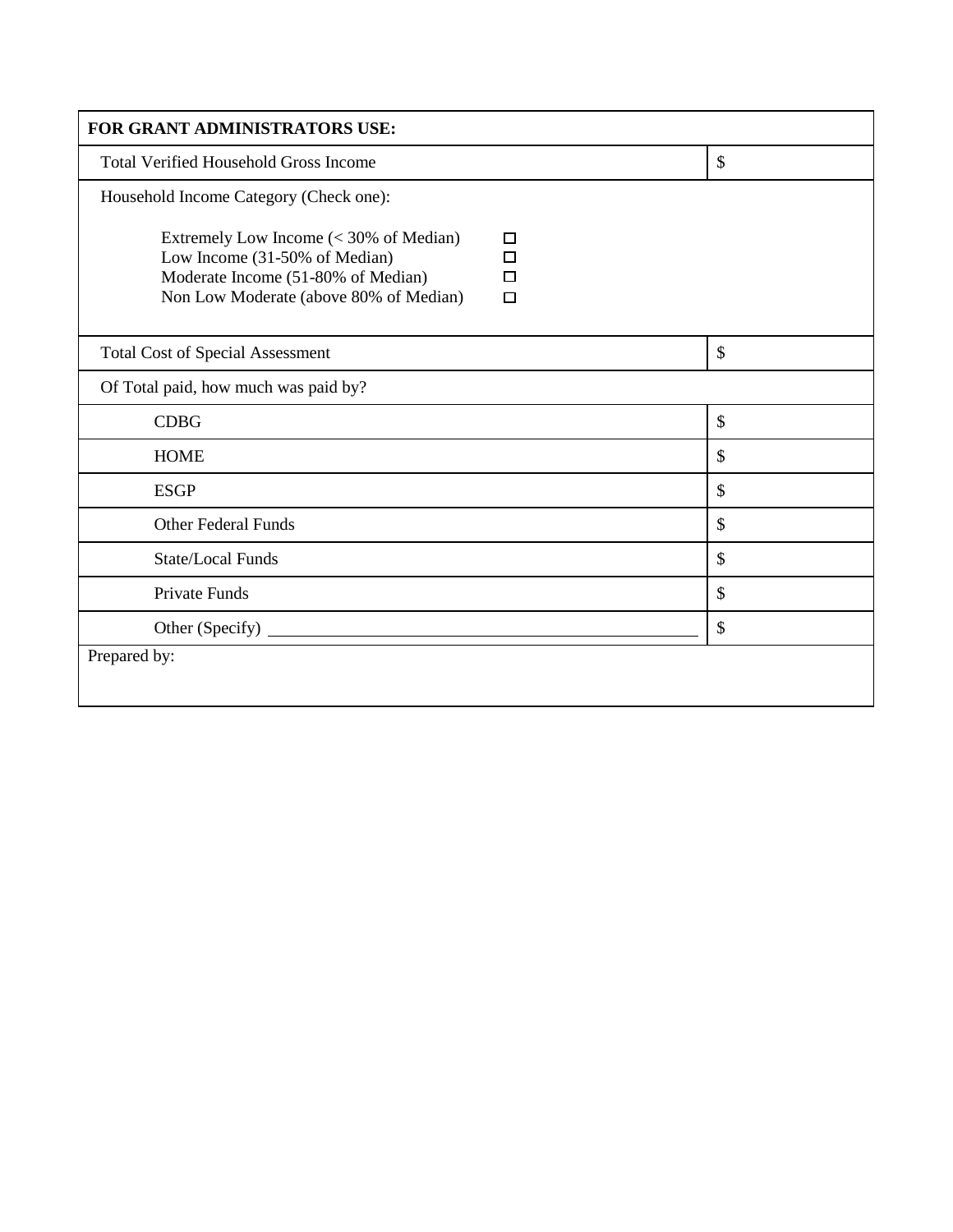| FOR GRANT ADMINISTRATORS USE: | |
|---|---|
| Total Verified Household Gross Income | $ |
| Household Income Category (Check one):<br><br>Extremely Low Income (< 30% of Median) ☐<br>Low Income (31-50% of Median) ☐<br>Moderate Income (51-80% of Median) ☐<br>Non Low Moderate (above 80% of Median) ☐ | |
| Total Cost of Special Assessment | $ |
| Of Total paid, how much was paid by? | |
| CDBG | $ |
| HOME | $ |
| ESGP | $ |
| Other Federal Funds | $ |
| State/Local Funds | $ |
| Private Funds | $ |
| Other (Specify) ______________________________ | $ |
| Prepared by: | |